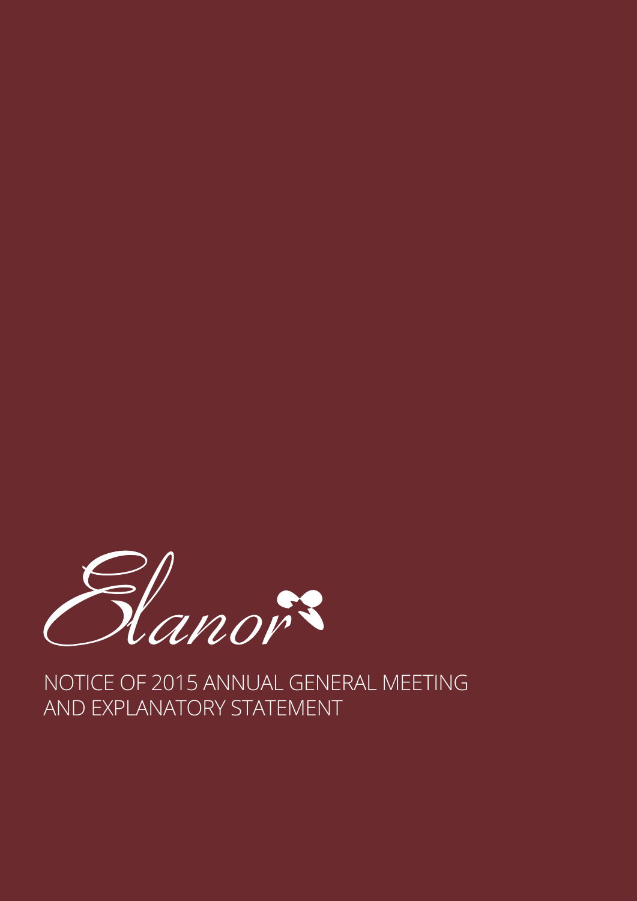Elanor

# NOTICE OF 2015 ANNUAL GENERAL MEETING AND EXPLANATORY STATEMENT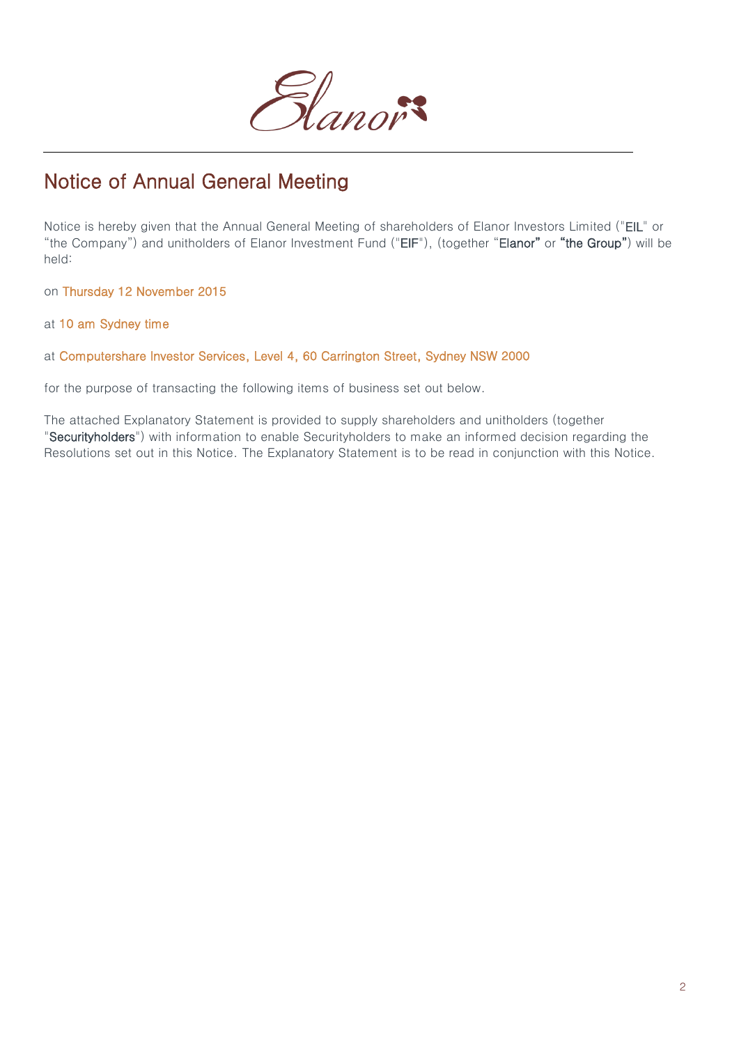# Notice of Annual General Meeting

Notice is hereby given that the Annual General Meeting of shareholders of Elanor Investors Limited ("**EIL**" or "the Company") and unitholders of Elanor Investment Fund ("**EIF**"), (together "**Elanor**" or "**the Group**") will be held:

on Thursday 12 November 2015

at 10 am Sydney time

at Computershare Investor Services, Level 4, 60 Carrington Street, Sydney NSW 2000

for the purpose of transacting the following items of business set out below.

The attached Explanatory Statement is provided to supply shareholders and unitholders (together "**Securityholders**") with information to enable Securityholders to make an informed decision regarding the Resolutions set out in this Notice. The Explanatory Statement is to be read in conjunction with this Notice.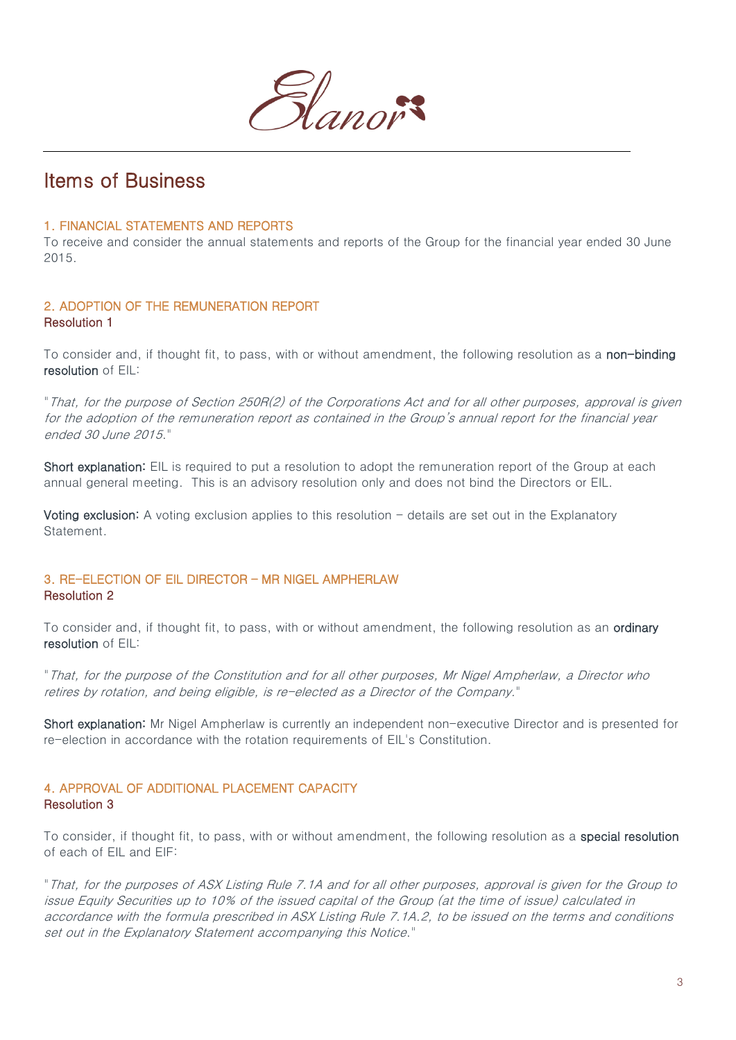# Items of Business

### 1. FINANCIAL STATEMENTS AND REPORTS

To receive and consider the annual statements and reports of the Group for the financial year ended 30 June 2015.

### 2. ADOPTION OF THE REMUNERATION REPORT

**Resolution 1**

To consider and, if thought fit, to pass, with or without amendment, the following resolution as a **non-binding resolution** of EIL:

"*That, for the purpose of Section 250R(2) of the Corporations Act and for all other purposes, approval is given for the adoption of the remuneration report as contained in the Group's annual report for the financial year ended 30 June 2015.*"

**Short explanation:** EIL is required to put a resolution to adopt the remuneration report of the Group at each annual general meeting. This is an advisory resolution only and does not bind the Directors or EIL.

**Voting exclusion:** A voting exclusion applies to this resolution – details are set out in the Explanatory Statement.

### 3. RE-ELECTION OF EIL DIRECTOR – MR NIGEL AMPHERLAW

**Resolution 2**

To consider and, if thought fit, to pass, with or without amendment, the following resolution as an **ordinary resolution** of EIL:

"*That, for the purpose of the Constitution and for all other purposes, Mr Nigel Ampherlaw, a Director who retires by rotation, and being eligible, is re-elected as a Director of the Company.*"

**Short explanation:** Mr Nigel Ampherlaw is currently an independent non-executive Director and is presented for re-election in accordance with the rotation requirements of EIL's Constitution.

### 4. APPROVAL OF ADDITIONAL PLACEMENT CAPACITY

**Resolution 3**

To consider, if thought fit, to pass, with or without amendment, the following resolution as a **special resolution** of each of EIL and EIF:

"*That, for the purposes of ASX Listing Rule 7.1A and for all other purposes, approval is given for the Group to issue Equity Securities up to 10% of the issued capital of the Group (at the time of issue) calculated in accordance with the formula prescribed in ASX Listing Rule 7.1A.2, to be issued on the terms and conditions set out in the Explanatory Statement accompanying this Notice.*"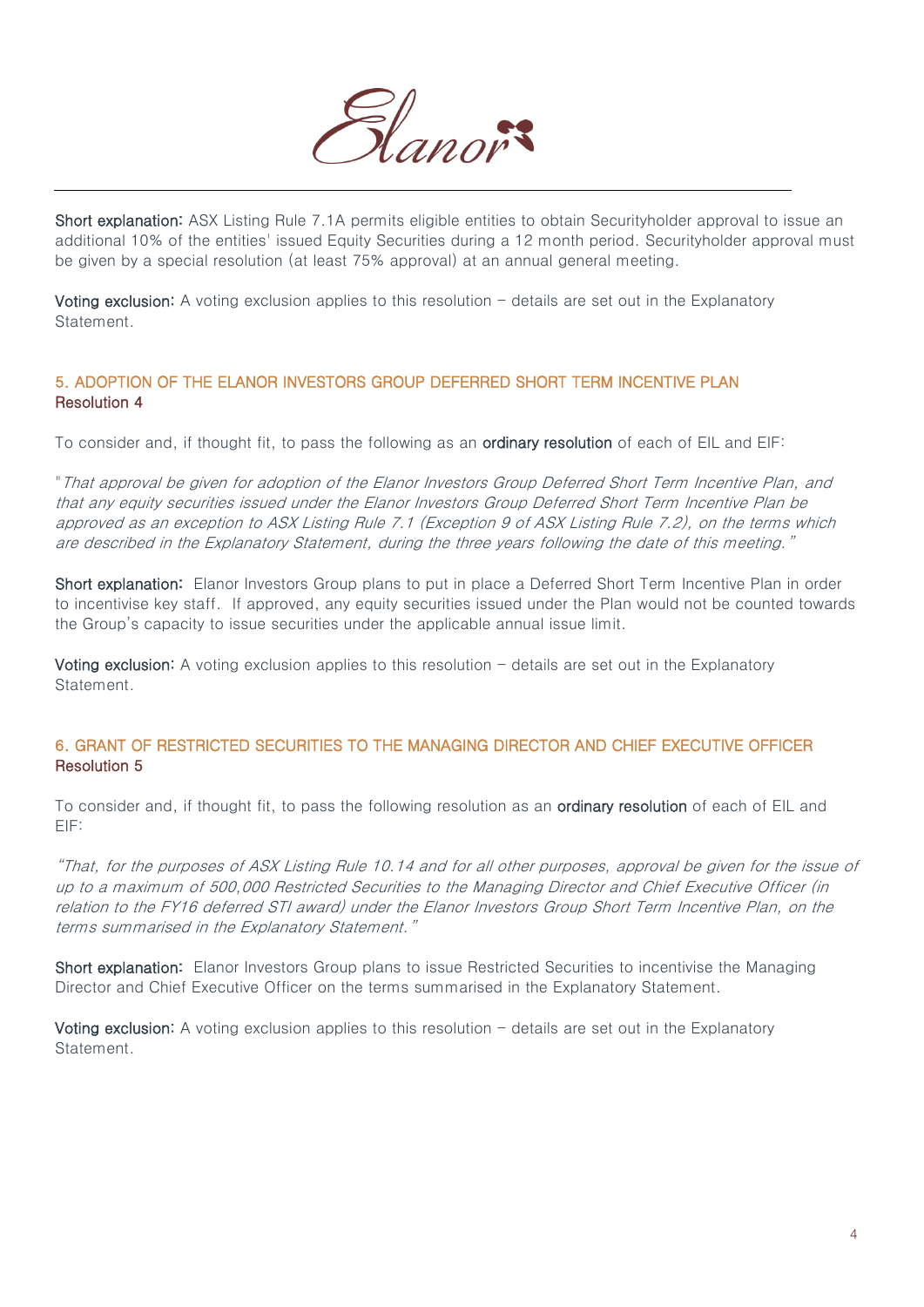**Short explanation:** ASX Listing Rule 7.1A permits eligible entities to obtain Securityholder approval to issue an additional 10% of the entities' issued Equity Securities during a 12 month period. Securityholder approval must be given by a special resolution (at least 75% approval) at an annual general meeting.

**Voting exclusion:** A voting exclusion applies to this resolution – details are set out in the Explanatory Statement.

## 5. ADOPTION OF THE ELANOR INVESTORS GROUP DEFERRED SHORT TERM INCENTIVE PLAN

**Resolution 4**

To consider and, if thought fit, to pass the following as an **ordinary resolution** of each of EIL and EIF:

*"That approval be given for adoption of the Elanor Investors Group Deferred Short Term Incentive Plan, and that any equity securities issued under the Elanor Investors Group Deferred Short Term Incentive Plan be approved as an exception to ASX Listing Rule 7.1 (Exception 9 of ASX Listing Rule 7.2), on the terms which are described in the Explanatory Statement, during the three years following the date of this meeting."*

**Short explanation:** Elanor Investors Group plans to put in place a Deferred Short Term Incentive Plan in order to incentivise key staff. If approved, any equity securities issued under the Plan would not be counted towards the Group's capacity to issue securities under the applicable annual issue limit.

**Voting exclusion:** A voting exclusion applies to this resolution – details are set out in the Explanatory Statement.

## 6. GRANT OF RESTRICTED SECURITIES TO THE MANAGING DIRECTOR AND CHIEF EXECUTIVE OFFICER

**Resolution 5**

To consider and, if thought fit, to pass the following resolution as an **ordinary resolution** of each of EIL and EIF:

*"That, for the purposes of ASX Listing Rule 10.14 and for all other purposes, approval be given for the issue of up to a maximum of 500,000 Restricted Securities to the Managing Director and Chief Executive Officer (in relation to the FY16 deferred STI award) under the Elanor Investors Group Short Term Incentive Plan, on the terms summarised in the Explanatory Statement."*

**Short explanation:** Elanor Investors Group plans to issue Restricted Securities to incentivise the Managing Director and Chief Executive Officer on the terms summarised in the Explanatory Statement.

**Voting exclusion:** A voting exclusion applies to this resolution – details are set out in the Explanatory Statement.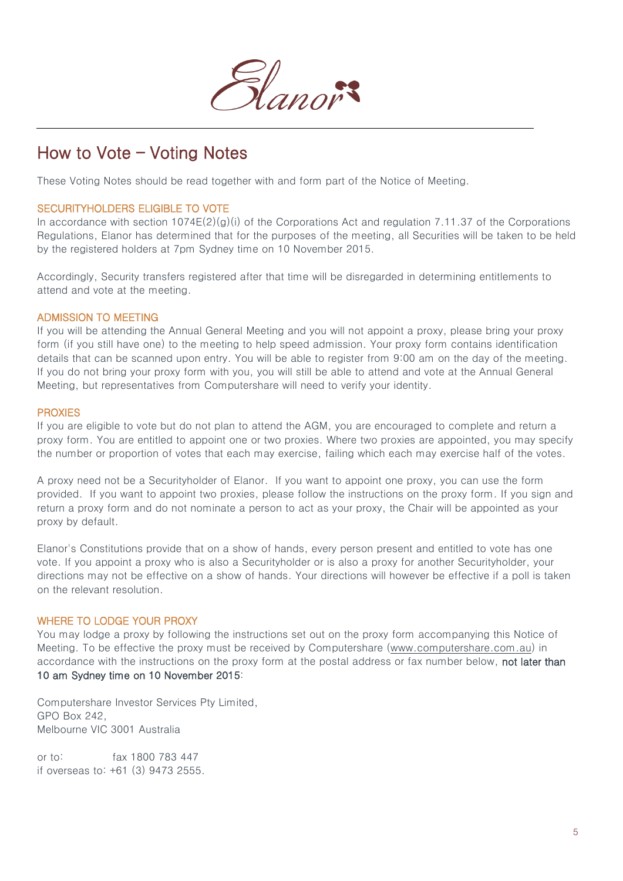# How to Vote – Voting Notes

These Voting Notes should be read together with and form part of the Notice of Meeting.

## SECURITYHOLDERS ELIGIBLE TO VOTE

In accordance with section 1074E(2)(g)(i) of the Corporations Act and regulation 7.11.37 of the Corporations Regulations, Elanor has determined that for the purposes of the meeting, all Securities will be taken to be held by the registered holders at 7pm Sydney time on 10 November 2015.

Accordingly, Security transfers registered after that time will be disregarded in determining entitlements to attend and vote at the meeting.

## ADMISSION TO MEETING

If you will be attending the Annual General Meeting and you will not appoint a proxy, please bring your proxy form (if you still have one) to the meeting to help speed admission. Your proxy form contains identification details that can be scanned upon entry. You will be able to register from 9:00 am on the day of the meeting. If you do not bring your proxy form with you, you will still be able to attend and vote at the Annual General Meeting, but representatives from Computershare will need to verify your identity.

## PROXIES

If you are eligible to vote but do not plan to attend the AGM, you are encouraged to complete and return a proxy form. You are entitled to appoint one or two proxies. Where two proxies are appointed, you may specify the number or proportion of votes that each may exercise, failing which each may exercise half of the votes.

A proxy need not be a Securityholder of Elanor. If you want to appoint one proxy, you can use the form provided. If you want to appoint two proxies, please follow the instructions on the proxy form. If you sign and return a proxy form and do not nominate a person to act as your proxy, the Chair will be appointed as your proxy by default.

Elanor's Constitutions provide that on a show of hands, every person present and entitled to vote has one vote. If you appoint a proxy who is also a Securityholder or is also a proxy for another Securityholder, your directions may not be effective on a show of hands. Your directions will however be effective if a poll is taken on the relevant resolution.

## WHERE TO LODGE YOUR PROXY

You may lodge a proxy by following the instructions set out on the proxy form accompanying this Notice of Meeting. To be effective the proxy must be received by Computershare (www.computershare.com.au) in accordance with the instructions on the proxy form at the postal address or fax number below, **not later than 10 am Sydney time on 10 November 2015**:

Computershare Investor Services Pty Limited,
GPO Box 242,
Melbourne VIC 3001 Australia

or to: fax 1800 783 447
if overseas to: +61 (3) 9473 2555.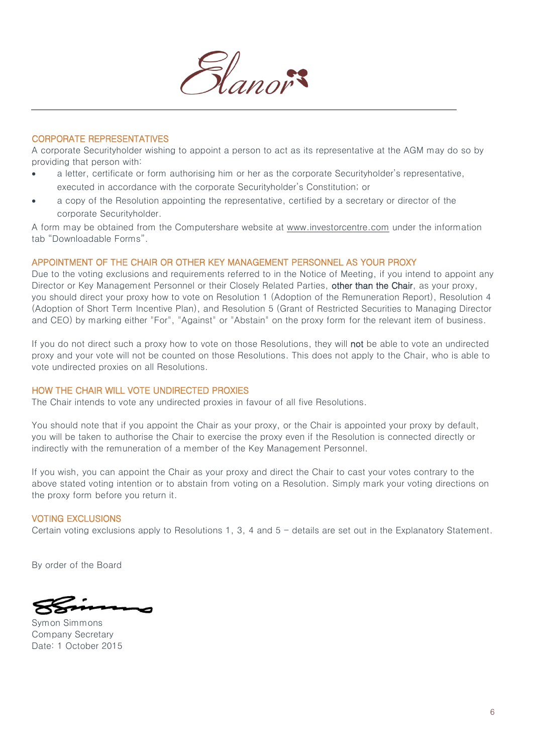## CORPORATE REPRESENTATIVES

A corporate Securityholder wishing to appoint a person to act as its representative at the AGM may do so by providing that person with:

- a letter, certificate or form authorising him or her as the corporate Securityholder's representative, executed in accordance with the corporate Securityholder's Constitution; or
- a copy of the Resolution appointing the representative, certified by a secretary or director of the corporate Securityholder.

A form may be obtained from the Computershare website at www.investorcentre.com under the information tab "Downloadable Forms".

## APPOINTMENT OF THE CHAIR OR OTHER KEY MANAGEMENT PERSONNEL AS YOUR PROXY

Due to the voting exclusions and requirements referred to in the Notice of Meeting, if you intend to appoint any Director or Key Management Personnel or their Closely Related Parties, **other than the Chair**, as your proxy, you should direct your proxy how to vote on Resolution 1 (Adoption of the Remuneration Report), Resolution 4 (Adoption of Short Term Incentive Plan), and Resolution 5 (Grant of Restricted Securities to Managing Director and CEO) by marking either "For", "Against" or "Abstain" on the proxy form for the relevant item of business.

If you do not direct such a proxy how to vote on those Resolutions, they will **not** be able to vote an undirected proxy and your vote will not be counted on those Resolutions. This does not apply to the Chair, who is able to vote undirected proxies on all Resolutions.

## HOW THE CHAIR WILL VOTE UNDIRECTED PROXIES

The Chair intends to vote any undirected proxies in favour of all five Resolutions.

You should note that if you appoint the Chair as your proxy, or the Chair is appointed your proxy by default, you will be taken to authorise the Chair to exercise the proxy even if the Resolution is connected directly or indirectly with the remuneration of a member of the Key Management Personnel.

If you wish, you can appoint the Chair as your proxy and direct the Chair to cast your votes contrary to the above stated voting intention or to abstain from voting on a Resolution. Simply mark your voting directions on the proxy form before you return it.

## VOTING EXCLUSIONS

Certain voting exclusions apply to Resolutions 1, 3, 4 and 5 – details are set out in the Explanatory Statement.

By order of the Board

Symon Simmons
Company Secretary
Date: 1 October 2015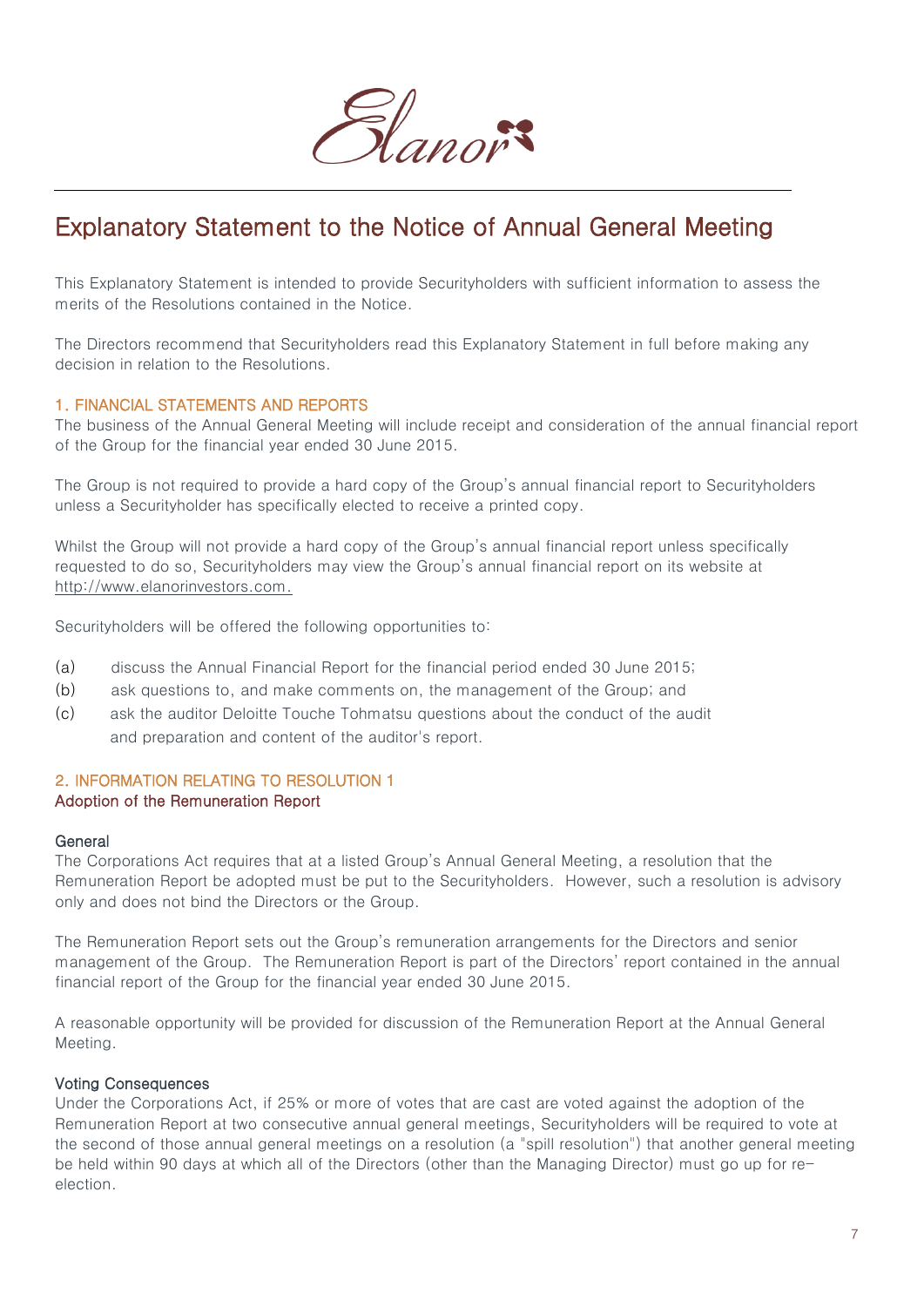# Explanatory Statement to the Notice of Annual General Meeting

This Explanatory Statement is intended to provide Securityholders with sufficient information to assess the merits of the Resolutions contained in the Notice.

The Directors recommend that Securityholders read this Explanatory Statement in full before making any decision in relation to the Resolutions.

## 1. FINANCIAL STATEMENTS AND REPORTS

The business of the Annual General Meeting will include receipt and consideration of the annual financial report of the Group for the financial year ended 30 June 2015.

The Group is not required to provide a hard copy of the Group's annual financial report to Securityholders unless a Securityholder has specifically elected to receive a printed copy.

Whilst the Group will not provide a hard copy of the Group's annual financial report unless specifically requested to do so, Securityholders may view the Group's annual financial report on its website at http://www.elanorinvestors.com.

Securityholders will be offered the following opportunities to:

(a) discuss the Annual Financial Report for the financial period ended 30 June 2015;

(b) ask questions to, and make comments on, the management of the Group; and

(c) ask the auditor Deloitte Touche Tohmatsu questions about the conduct of the audit and preparation and content of the auditor's report.

## 2. INFORMATION RELATING TO RESOLUTION 1

### Adoption of the Remuneration Report

#### General

The Corporations Act requires that at a listed Group's Annual General Meeting, a resolution that the Remuneration Report be adopted must be put to the Securityholders. However, such a resolution is advisory only and does not bind the Directors or the Group.

The Remuneration Report sets out the Group's remuneration arrangements for the Directors and senior management of the Group. The Remuneration Report is part of the Directors' report contained in the annual financial report of the Group for the financial year ended 30 June 2015.

A reasonable opportunity will be provided for discussion of the Remuneration Report at the Annual General Meeting.

#### Voting Consequences

Under the Corporations Act, if 25% or more of votes that are cast are voted against the adoption of the Remuneration Report at two consecutive annual general meetings, Securityholders will be required to vote at the second of those annual general meetings on a resolution (a "spill resolution") that another general meeting be held within 90 days at which all of the Directors (other than the Managing Director) must go up for re-election.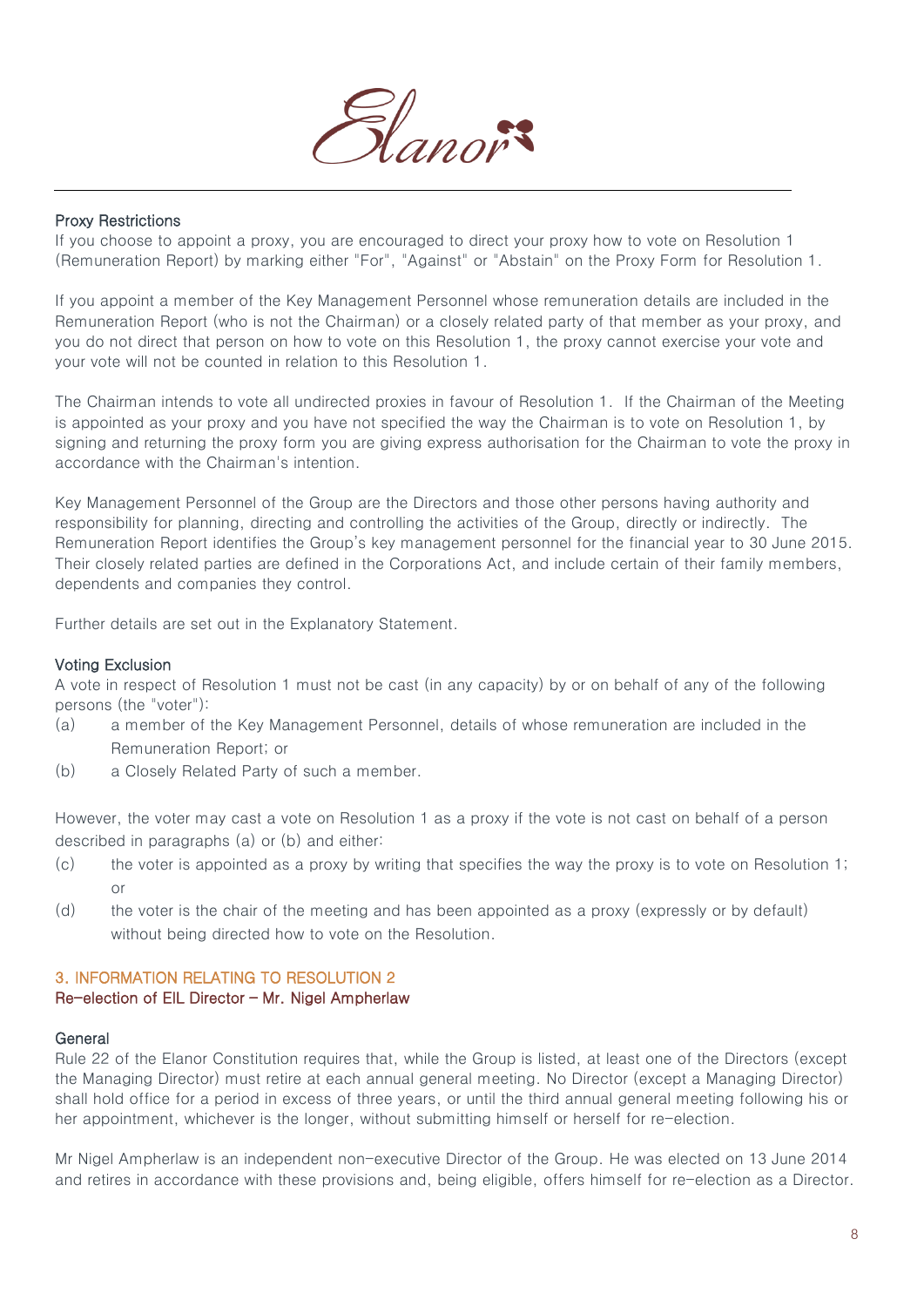### Proxy Restrictions

If you choose to appoint a proxy, you are encouraged to direct your proxy how to vote on Resolution 1 (Remuneration Report) by marking either "For", "Against" or "Abstain" on the Proxy Form for Resolution 1.

If you appoint a member of the Key Management Personnel whose remuneration details are included in the Remuneration Report (who is not the Chairman) or a closely related party of that member as your proxy, and you do not direct that person on how to vote on this Resolution 1, the proxy cannot exercise your vote and your vote will not be counted in relation to this Resolution 1.

The Chairman intends to vote all undirected proxies in favour of Resolution 1. If the Chairman of the Meeting is appointed as your proxy and you have not specified the way the Chairman is to vote on Resolution 1, by signing and returning the proxy form you are giving express authorisation for the Chairman to vote the proxy in accordance with the Chairman's intention.

Key Management Personnel of the Group are the Directors and those other persons having authority and responsibility for planning, directing and controlling the activities of the Group, directly or indirectly. The Remuneration Report identifies the Group's key management personnel for the financial year to 30 June 2015. Their closely related parties are defined in the Corporations Act, and include certain of their family members, dependents and companies they control.

Further details are set out in the Explanatory Statement.

### Voting Exclusion

A vote in respect of Resolution 1 must not be cast (in any capacity) by or on behalf of any of the following persons (the "voter"):

(a) a member of the Key Management Personnel, details of whose remuneration are included in the Remuneration Report; or

(b) a Closely Related Party of such a member.

However, the voter may cast a vote on Resolution 1 as a proxy if the vote is not cast on behalf of a person described in paragraphs (a) or (b) and either:

(c) the voter is appointed as a proxy by writing that specifies the way the proxy is to vote on Resolution 1; or

(d) the voter is the chair of the meeting and has been appointed as a proxy (expressly or by default) without being directed how to vote on the Resolution.

## 3. INFORMATION RELATING TO RESOLUTION 2

### Re-election of EIL Director – Mr. Nigel Ampherlaw

### General

Rule 22 of the Elanor Constitution requires that, while the Group is listed, at least one of the Directors (except the Managing Director) must retire at each annual general meeting. No Director (except a Managing Director) shall hold office for a period in excess of three years, or until the third annual general meeting following his or her appointment, whichever is the longer, without submitting himself or herself for re-election.

Mr Nigel Ampherlaw is an independent non-executive Director of the Group. He was elected on 13 June 2014 and retires in accordance with these provisions and, being eligible, offers himself for re-election as a Director.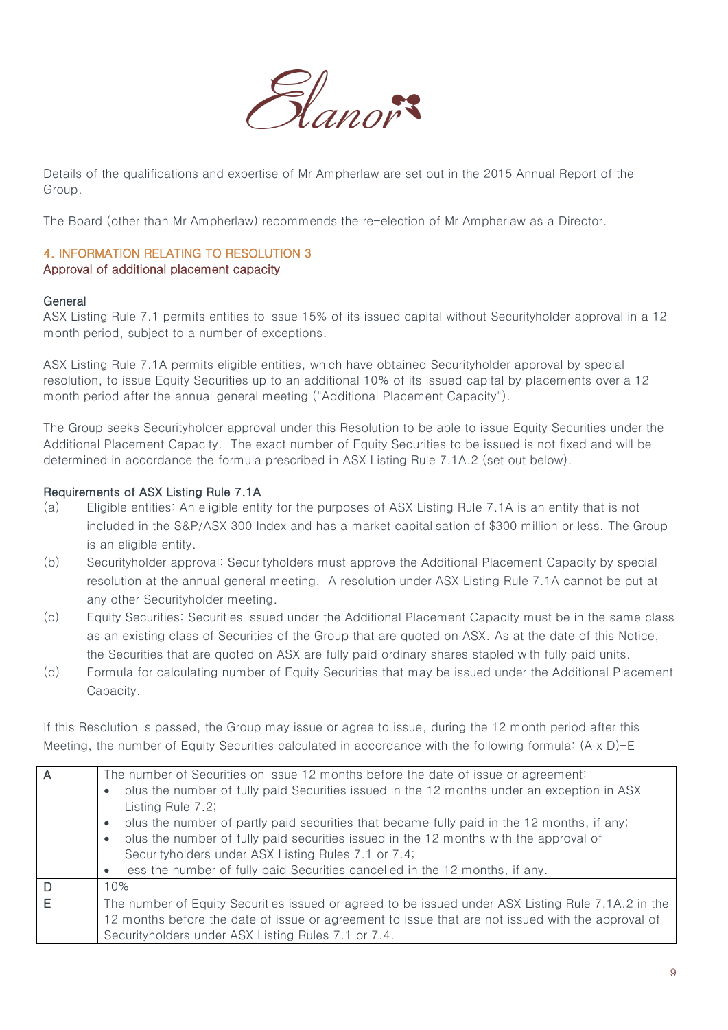Details of the qualifications and expertise of Mr Ampherlaw are set out in the 2015 Annual Report of the Group.

The Board (other than Mr Ampherlaw) recommends the re-election of Mr Ampherlaw as a Director.

## 4. INFORMATION RELATING TO RESOLUTION 3

### Approval of additional placement capacity

**General**

ASX Listing Rule 7.1 permits entities to issue 15% of its issued capital without Securityholder approval in a 12 month period, subject to a number of exceptions.

ASX Listing Rule 7.1A permits eligible entities, which have obtained Securityholder approval by special resolution, to issue Equity Securities up to an additional 10% of its issued capital by placements over a 12 month period after the annual general meeting ("Additional Placement Capacity").

The Group seeks Securityholder approval under this Resolution to be able to issue Equity Securities under the Additional Placement Capacity. The exact number of Equity Securities to be issued is not fixed and will be determined in accordance the formula prescribed in ASX Listing Rule 7.1A.2 (set out below).

**Requirements of ASX Listing Rule 7.1A**

(a) Eligible entities: An eligible entity for the purposes of ASX Listing Rule 7.1A is an entity that is not included in the S&P/ASX 300 Index and has a market capitalisation of $300 million or less. The Group is an eligible entity.

(b) Securityholder approval: Securityholders must approve the Additional Placement Capacity by special resolution at the annual general meeting. A resolution under ASX Listing Rule 7.1A cannot be put at any other Securityholder meeting.

(c) Equity Securities: Securities issued under the Additional Placement Capacity must be in the same class as an existing class of Securities of the Group that are quoted on ASX. As at the date of this Notice, the Securities that are quoted on ASX are fully paid ordinary shares stapled with fully paid units.

(d) Formula for calculating number of Equity Securities that may be issued under the Additional Placement Capacity.

If this Resolution is passed, the Group may issue or agree to issue, during the 12 month period after this Meeting, the number of Equity Securities calculated in accordance with the following formula: $(A \times D)-E$

| | |
|---|---|
| A | The number of Securities on issue 12 months before the date of issue or agreement: <br>• plus the number of fully paid Securities issued in the 12 months under an exception in ASX Listing Rule 7.2; <br>• plus the number of partly paid securities that became fully paid in the 12 months, if any; <br>• plus the number of fully paid securities issued in the 12 months with the approval of Securityholders under ASX Listing Rules 7.1 or 7.4; <br>• less the number of fully paid Securities cancelled in the 12 months, if any. |
| D | 10% |
| E | The number of Equity Securities issued or agreed to be issued under ASX Listing Rule 7.1A.2 in the 12 months before the date of issue or agreement to issue that are not issued with the approval of Securityholders under ASX Listing Rules 7.1 or 7.4. |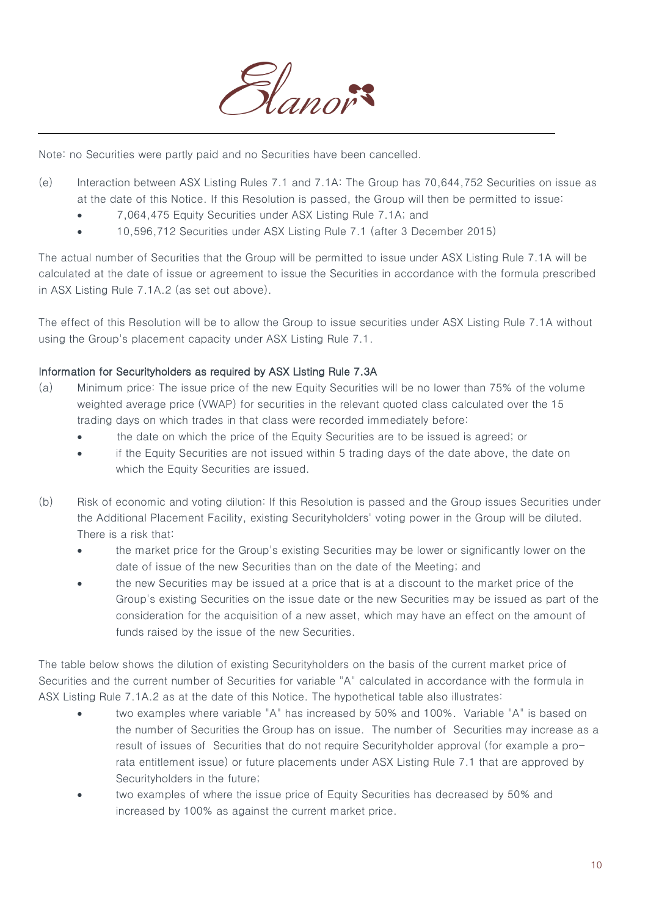Note: no Securities were partly paid and no Securities have been cancelled.

(e) Interaction between ASX Listing Rules 7.1 and 7.1A: The Group has 70,644,752 Securities on issue as at the date of this Notice. If this Resolution is passed, the Group will then be permitted to issue:

- 7,064,475 Equity Securities under ASX Listing Rule 7.1A; and
- 10,596,712 Securities under ASX Listing Rule 7.1 (after 3 December 2015)

The actual number of Securities that the Group will be permitted to issue under ASX Listing Rule 7.1A will be calculated at the date of issue or agreement to issue the Securities in accordance with the formula prescribed in ASX Listing Rule 7.1A.2 (as set out above).

The effect of this Resolution will be to allow the Group to issue securities under ASX Listing Rule 7.1A without using the Group's placement capacity under ASX Listing Rule 7.1.

**Information for Securityholders as required by ASX Listing Rule 7.3A**

(a) Minimum price: The issue price of the new Equity Securities will be no lower than 75% of the volume weighted average price (VWAP) for securities in the relevant quoted class calculated over the 15 trading days on which trades in that class were recorded immediately before:

- the date on which the price of the Equity Securities are to be issued is agreed; or
- if the Equity Securities are not issued within 5 trading days of the date above, the date on which the Equity Securities are issued.

(b) Risk of economic and voting dilution: If this Resolution is passed and the Group issues Securities under the Additional Placement Facility, existing Securityholders' voting power in the Group will be diluted. There is a risk that:

- the market price for the Group's existing Securities may be lower or significantly lower on the date of issue of the new Securities than on the date of the Meeting; and
- the new Securities may be issued at a price that is at a discount to the market price of the Group's existing Securities on the issue date or the new Securities may be issued as part of the consideration for the acquisition of a new asset, which may have an effect on the amount of funds raised by the issue of the new Securities.

The table below shows the dilution of existing Securityholders on the basis of the current market price of Securities and the current number of Securities for variable "A" calculated in accordance with the formula in ASX Listing Rule 7.1A.2 as at the date of this Notice. The hypothetical table also illustrates:

- two examples where variable "A" has increased by 50% and 100%. Variable "A" is based on the number of Securities the Group has on issue. The number of Securities may increase as a result of issues of Securities that do not require Securityholder approval (for example a pro-rata entitlement issue) or future placements under ASX Listing Rule 7.1 that are approved by Securityholders in the future;
- two examples of where the issue price of Equity Securities has decreased by 50% and increased by 100% as against the current market price.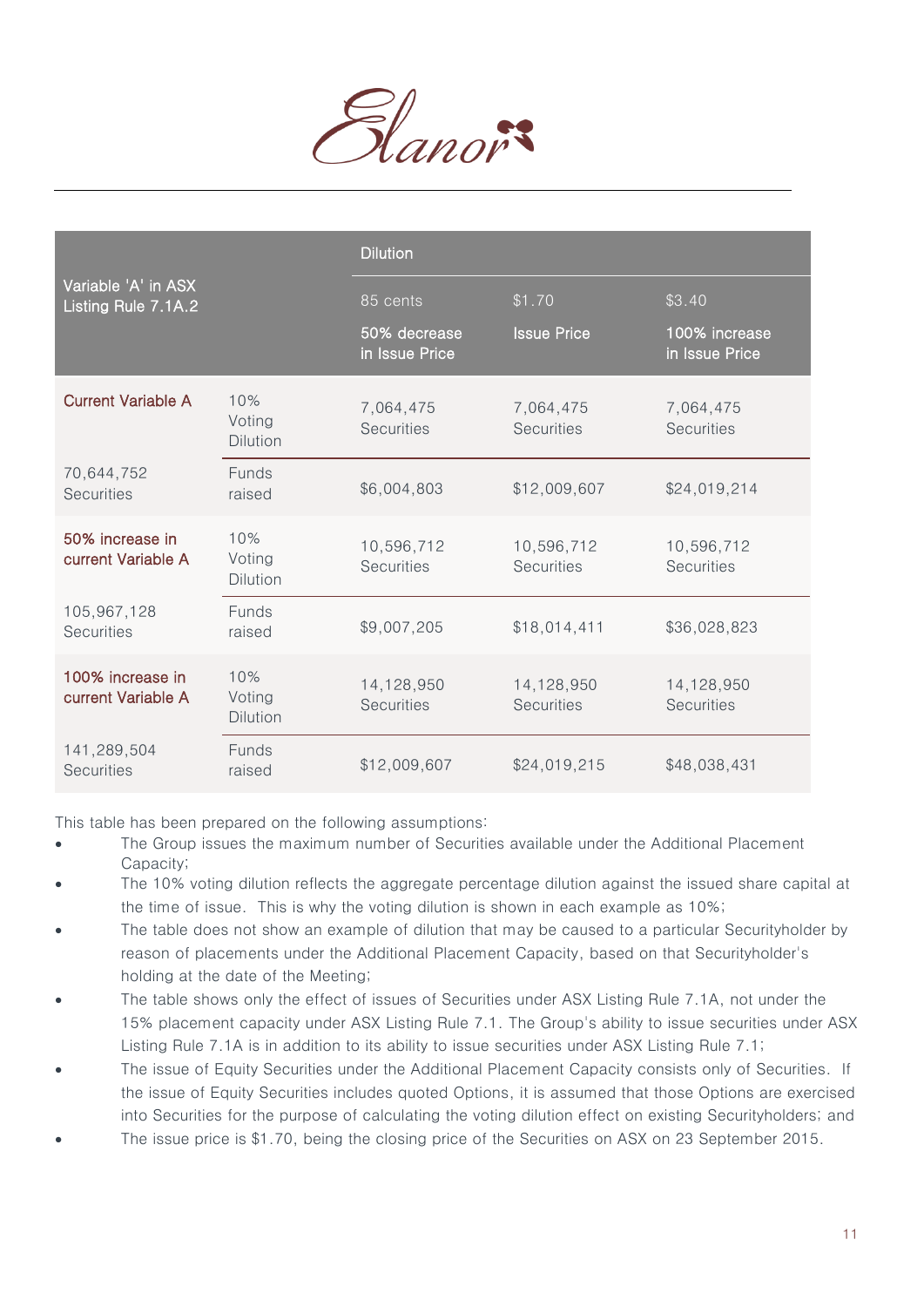| Variable 'A' in ASX Listing Rule 7.1A.2 | | Dilution | | |
|---|---|---|---|---|
| | | 85 cents<br>50% decrease in Issue Price | $1.70<br>Issue Price | $3.40<br>100% increase in Issue Price |
| Current Variable A | 10% Voting Dilution | 7,064,475 Securities | 7,064,475 Securities | 7,064,475 Securities |
| 70,644,752 Securities | Funds raised | $6,004,803 | $12,009,607 | $24,019,214 |
| 50% increase in current Variable A | 10% Voting Dilution | 10,596,712 Securities | 10,596,712 Securities | 10,596,712 Securities |
| 105,967,128 Securities | Funds raised | $9,007,205 | $18,014,411 | $36,028,823 |
| 100% increase in current Variable A | 10% Voting Dilution | 14,128,950 Securities | 14,128,950 Securities | 14,128,950 Securities |
| 141,289,504 Securities | Funds raised | $12,009,607 | $24,019,215 | $48,038,431 |

This table has been prepared on the following assumptions:

- The Group issues the maximum number of Securities available under the Additional Placement Capacity;
- The 10% voting dilution reflects the aggregate percentage dilution against the issued share capital at the time of issue. This is why the voting dilution is shown in each example as 10%;
- The table does not show an example of dilution that may be caused to a particular Securityholder by reason of placements under the Additional Placement Capacity, based on that Securityholder's holding at the date of the Meeting;
- The table shows only the effect of issues of Securities under ASX Listing Rule 7.1A, not under the 15% placement capacity under ASX Listing Rule 7.1. The Group's ability to issue securities under ASX Listing Rule 7.1A is in addition to its ability to issue securities under ASX Listing Rule 7.1;
- The issue of Equity Securities under the Additional Placement Capacity consists only of Securities. If the issue of Equity Securities includes quoted Options, it is assumed that those Options are exercised into Securities for the purpose of calculating the voting dilution effect on existing Securityholders; and
- The issue price is $1.70, being the closing price of the Securities on ASX on 23 September 2015.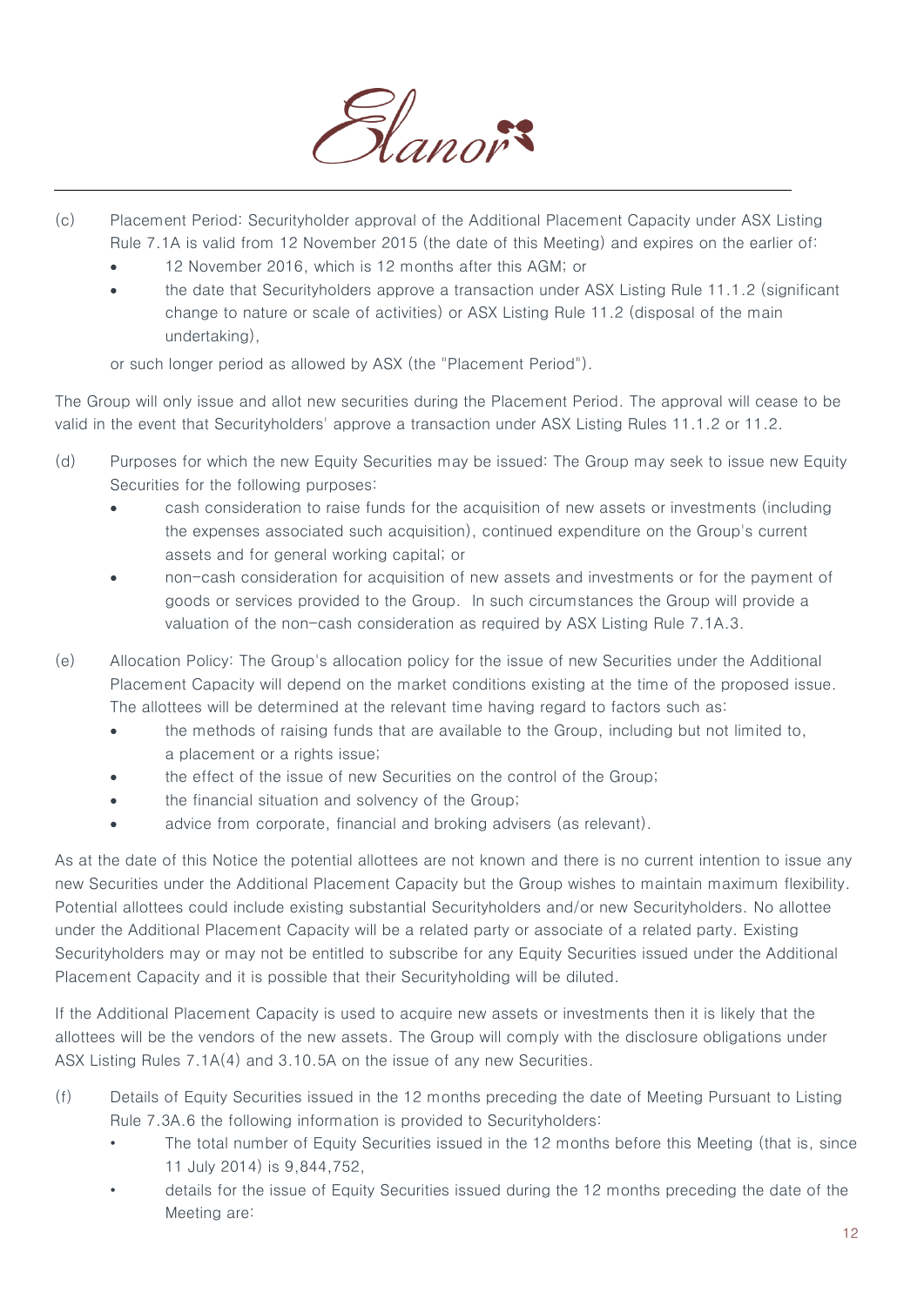(c) Placement Period: Securityholder approval of the Additional Placement Capacity under ASX Listing Rule 7.1A is valid from 12 November 2015 (the date of this Meeting) and expires on the earlier of:

- 12 November 2016, which is 12 months after this AGM; or
- the date that Securityholders approve a transaction under ASX Listing Rule 11.1.2 (significant change to nature or scale of activities) or ASX Listing Rule 11.2 (disposal of the main undertaking),

or such longer period as allowed by ASX (the "Placement Period").

The Group will only issue and allot new securities during the Placement Period. The approval will cease to be valid in the event that Securityholders' approve a transaction under ASX Listing Rules 11.1.2 or 11.2.

(d) Purposes for which the new Equity Securities may be issued: The Group may seek to issue new Equity Securities for the following purposes:

- cash consideration to raise funds for the acquisition of new assets or investments (including the expenses associated such acquisition), continued expenditure on the Group's current assets and for general working capital; or
- non-cash consideration for acquisition of new assets and investments or for the payment of goods or services provided to the Group. In such circumstances the Group will provide a valuation of the non-cash consideration as required by ASX Listing Rule 7.1A.3.

(e) Allocation Policy: The Group's allocation policy for the issue of new Securities under the Additional Placement Capacity will depend on the market conditions existing at the time of the proposed issue. The allottees will be determined at the relevant time having regard to factors such as:

- the methods of raising funds that are available to the Group, including but not limited to, a placement or a rights issue;
- the effect of the issue of new Securities on the control of the Group;
- the financial situation and solvency of the Group;
- advice from corporate, financial and broking advisers (as relevant).

As at the date of this Notice the potential allottees are not known and there is no current intention to issue any new Securities under the Additional Placement Capacity but the Group wishes to maintain maximum flexibility. Potential allottees could include existing substantial Securityholders and/or new Securityholders. No allottee under the Additional Placement Capacity will be a related party or associate of a related party. Existing Securityholders may or may not be entitled to subscribe for any Equity Securities issued under the Additional Placement Capacity and it is possible that their Securityholding will be diluted.

If the Additional Placement Capacity is used to acquire new assets or investments then it is likely that the allottees will be the vendors of the new assets. The Group will comply with the disclosure obligations under ASX Listing Rules 7.1A(4) and 3.10.5A on the issue of any new Securities.

(f) Details of Equity Securities issued in the 12 months preceding the date of Meeting Pursuant to Listing Rule 7.3A.6 the following information is provided to Securityholders:

- The total number of Equity Securities issued in the 12 months before this Meeting (that is, since 11 July 2014) is 9,844,752,
- details for the issue of Equity Securities issued during the 12 months preceding the date of the Meeting are: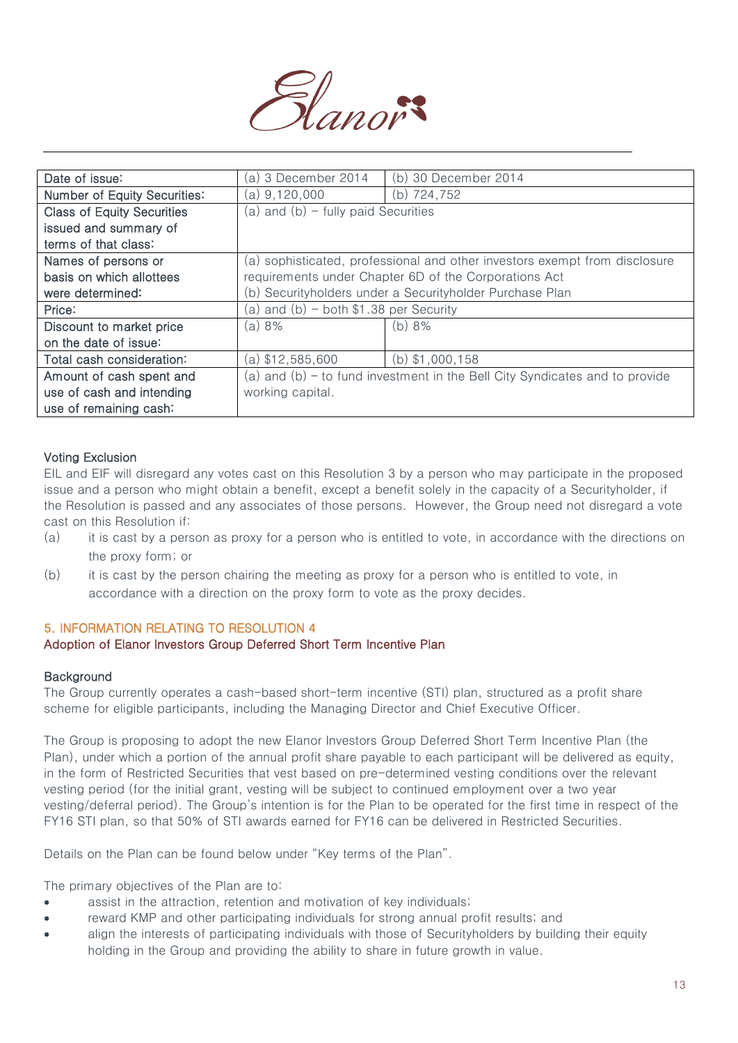| Date of issue: | (a) 3 December 2014 | (b) 30 December 2014 |
|---|---|---|
| Number of Equity Securities: | (a) 9,120,000 | (b) 724,752 |
| Class of Equity Securities issued and summary of terms of that class: | (a) and (b) – fully paid Securities | |
| Names of persons or basis on which allottees were determined: | (a) sophisticated, professional and other investors exempt from disclosure requirements under Chapter 6D of the Corporations Act<br>(b) Securityholders under a Securityholder Purchase Plan | |
| Price: | (a) and (b) – both $1.38 per Security | |
| Discount to market price on the date of issue: | (a) 8% | (b) 8% |
| Total cash consideration: | (a) $12,585,600 | (b) $1,000,158 |
| Amount of cash spent and use of cash and intending use of remaining cash: | (a) and (b) – to fund investment in the Bell City Syndicates and to provide working capital. | |

**Voting Exclusion**

EIL and EIF will disregard any votes cast on this Resolution 3 by a person who may participate in the proposed issue and a person who might obtain a benefit, except a benefit solely in the capacity of a Securityholder, if the Resolution is passed and any associates of those persons. However, the Group need not disregard a vote cast on this Resolution if:

(a) it is cast by a person as proxy for a person who is entitled to vote, in accordance with the directions on the proxy form; or

(b) it is cast by the person chairing the meeting as proxy for a person who is entitled to vote, in accordance with a direction on the proxy form to vote as the proxy decides.

## 5. INFORMATION RELATING TO RESOLUTION 4

### Adoption of Elanor Investors Group Deferred Short Term Incentive Plan

**Background**

The Group currently operates a cash-based short-term incentive (STI) plan, structured as a profit share scheme for eligible participants, including the Managing Director and Chief Executive Officer.

The Group is proposing to adopt the new Elanor Investors Group Deferred Short Term Incentive Plan (the Plan), under which a portion of the annual profit share payable to each participant will be delivered as equity, in the form of Restricted Securities that vest based on pre-determined vesting conditions over the relevant vesting period (for the initial grant, vesting will be subject to continued employment over a two year vesting/deferral period). The Group's intention is for the Plan to be operated for the first time in respect of the FY16 STI plan, so that 50% of STI awards earned for FY16 can be delivered in Restricted Securities.

Details on the Plan can be found below under "Key terms of the Plan".

The primary objectives of the Plan are to:

- assist in the attraction, retention and motivation of key individuals;
- reward KMP and other participating individuals for strong annual profit results; and
- align the interests of participating individuals with those of Securityholders by building their equity holding in the Group and providing the ability to share in future growth in value.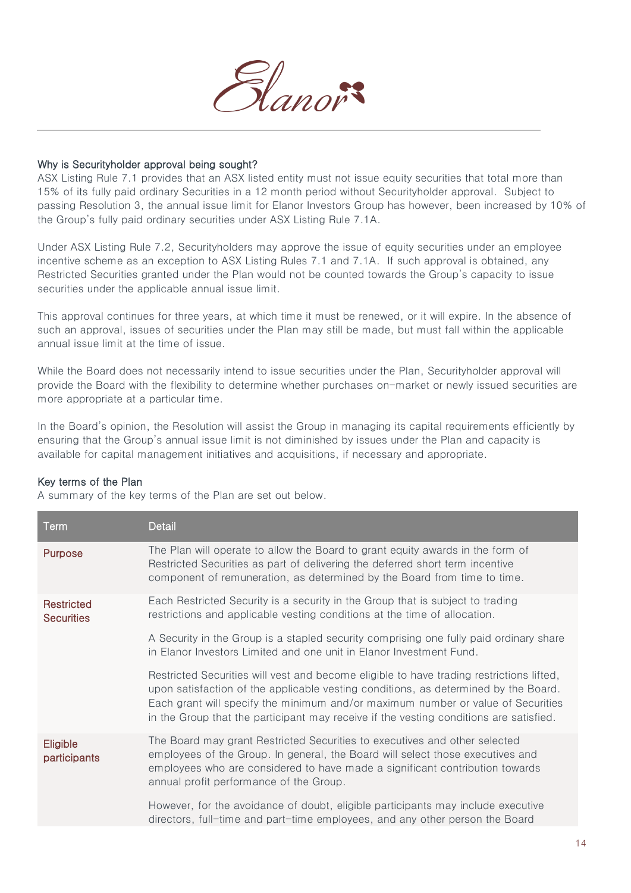### Why is Securityholder approval being sought?

ASX Listing Rule 7.1 provides that an ASX listed entity must not issue equity securities that total more than 15% of its fully paid ordinary Securities in a 12 month period without Securityholder approval. Subject to passing Resolution 3, the annual issue limit for Elanor Investors Group has however, been increased by 10% of the Group's fully paid ordinary securities under ASX Listing Rule 7.1A.

Under ASX Listing Rule 7.2, Securityholders may approve the issue of equity securities under an employee incentive scheme as an exception to ASX Listing Rules 7.1 and 7.1A. If such approval is obtained, any Restricted Securities granted under the Plan would not be counted towards the Group's capacity to issue securities under the applicable annual issue limit.

This approval continues for three years, at which time it must be renewed, or it will expire. In the absence of such an approval, issues of securities under the Plan may still be made, but must fall within the applicable annual issue limit at the time of issue.

While the Board does not necessarily intend to issue securities under the Plan, Securityholder approval will provide the Board with the flexibility to determine whether purchases on-market or newly issued securities are more appropriate at a particular time.

In the Board's opinion, the Resolution will assist the Group in managing its capital requirements efficiently by ensuring that the Group's annual issue limit is not diminished by issues under the Plan and capacity is available for capital management initiatives and acquisitions, if necessary and appropriate.

### Key terms of the Plan

A summary of the key terms of the Plan are set out below.

| Term | Detail |
|---|---|
| Purpose | The Plan will operate to allow the Board to grant equity awards in the form of Restricted Securities as part of delivering the deferred short term incentive component of remuneration, as determined by the Board from time to time. |
| Restricted Securities | Each Restricted Security is a security in the Group that is subject to trading restrictions and applicable vesting conditions at the time of allocation.<br><br>A Security in the Group is a stapled security comprising one fully paid ordinary share in Elanor Investors Limited and one unit in Elanor Investment Fund.<br><br>Restricted Securities will vest and become eligible to have trading restrictions lifted, upon satisfaction of the applicable vesting conditions, as determined by the Board. Each grant will specify the minimum and/or maximum number or value of Securities in the Group that the participant may receive if the vesting conditions are satisfied. |
| Eligible participants | The Board may grant Restricted Securities to executives and other selected employees of the Group. In general, the Board will select those executives and employees who are considered to have made a significant contribution towards annual profit performance of the Group.<br><br>However, for the avoidance of doubt, eligible participants may include executive directors, full-time and part-time employees, and any other person the Board |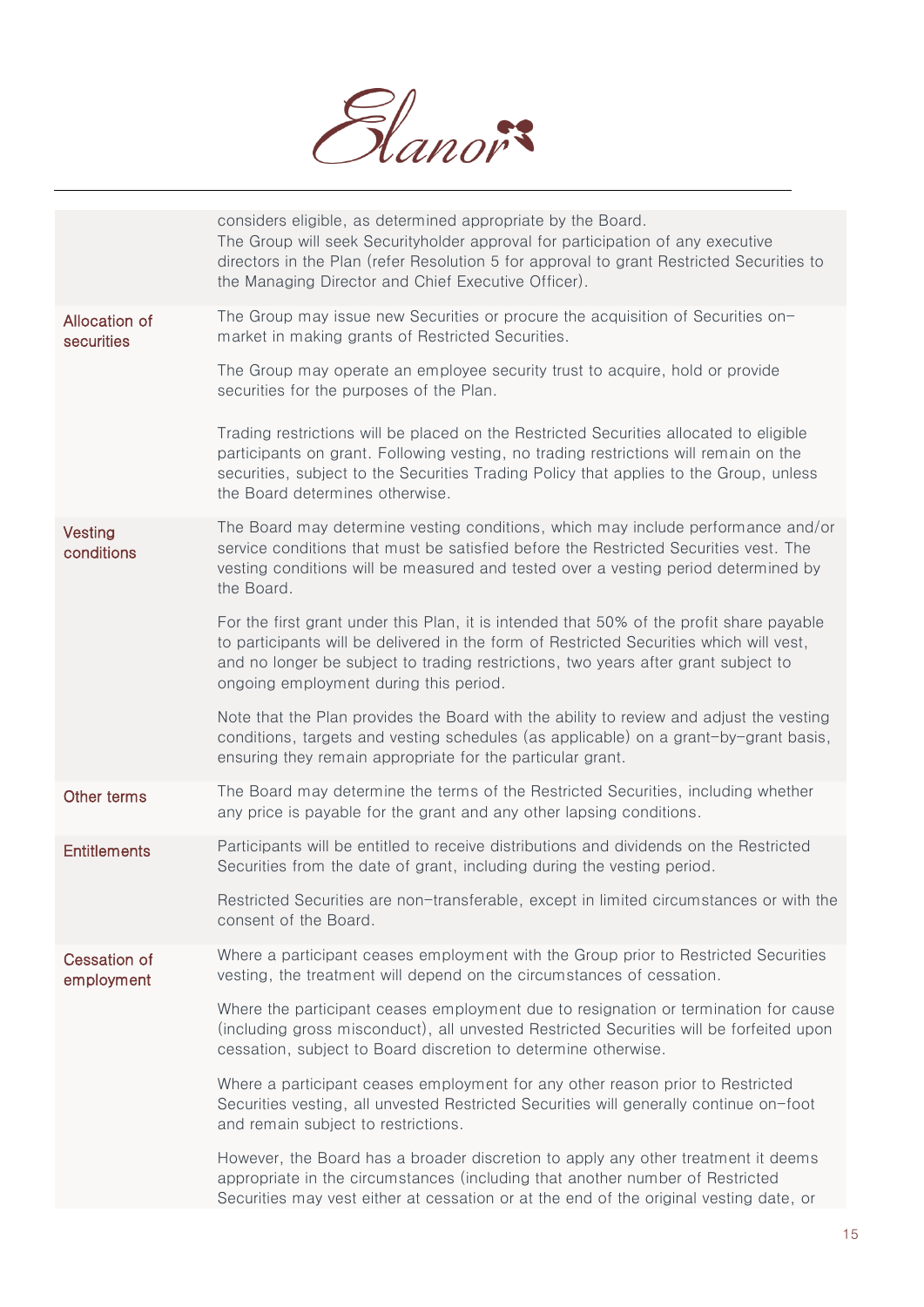| | |
|---|---|
| | considers eligible, as determined appropriate by the Board.<br>The Group will seek Securityholder approval for participation of any executive directors in the Plan (refer Resolution 5 for approval to grant Restricted Securities to the Managing Director and Chief Executive Officer). |
| Allocation of securities | The Group may issue new Securities or procure the acquisition of Securities on-market in making grants of Restricted Securities.<br><br>The Group may operate an employee security trust to acquire, hold or provide securities for the purposes of the Plan.<br><br>Trading restrictions will be placed on the Restricted Securities allocated to eligible participants on grant. Following vesting, no trading restrictions will remain on the securities, subject to the Securities Trading Policy that applies to the Group, unless the Board determines otherwise. |
| Vesting conditions | The Board may determine vesting conditions, which may include performance and/or service conditions that must be satisfied before the Restricted Securities vest. The vesting conditions will be measured and tested over a vesting period determined by the Board.<br><br>For the first grant under this Plan, it is intended that 50% of the profit share payable to participants will be delivered in the form of Restricted Securities which will vest, and no longer be subject to trading restrictions, two years after grant subject to ongoing employment during this period.<br><br>Note that the Plan provides the Board with the ability to review and adjust the vesting conditions, targets and vesting schedules (as applicable) on a grant-by-grant basis, ensuring they remain appropriate for the particular grant. |
| Other terms | The Board may determine the terms of the Restricted Securities, including whether any price is payable for the grant and any other lapsing conditions. |
| Entitlements | Participants will be entitled to receive distributions and dividends on the Restricted Securities from the date of grant, including during the vesting period.<br><br>Restricted Securities are non-transferable, except in limited circumstances or with the consent of the Board. |
| Cessation of employment | Where a participant ceases employment with the Group prior to Restricted Securities vesting, the treatment will depend on the circumstances of cessation.<br><br>Where the participant ceases employment due to resignation or termination for cause (including gross misconduct), all unvested Restricted Securities will be forfeited upon cessation, subject to Board discretion to determine otherwise.<br><br>Where a participant ceases employment for any other reason prior to Restricted Securities vesting, all unvested Restricted Securities will generally continue on-foot and remain subject to restrictions.<br><br>However, the Board has a broader discretion to apply any other treatment it deems appropriate in the circumstances (including that another number of Restricted Securities may vest either at cessation or at the end of the original vesting date, or |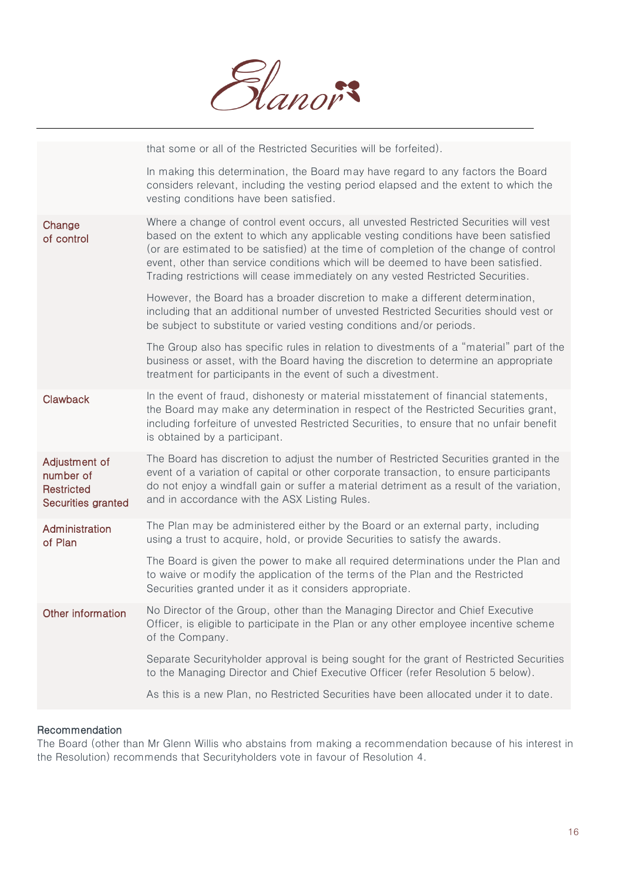| | |
|---|---|
| | that some or all of the Restricted Securities will be forfeited).<br><br>In making this determination, the Board may have regard to any factors the Board considers relevant, including the vesting period elapsed and the extent to which the vesting conditions have been satisfied. |
| Change of control | Where a change of control event occurs, all unvested Restricted Securities will vest based on the extent to which any applicable vesting conditions have been satisfied (or are estimated to be satisfied) at the time of completion of the change of control event, other than service conditions which will be deemed to have been satisfied. Trading restrictions will cease immediately on any vested Restricted Securities.<br><br>However, the Board has a broader discretion to make a different determination, including that an additional number of unvested Restricted Securities should vest or be subject to substitute or varied vesting conditions and/or periods.<br><br>The Group also has specific rules in relation to divestments of a "material" part of the business or asset, with the Board having the discretion to determine an appropriate treatment for participants in the event of such a divestment. |
| Clawback | In the event of fraud, dishonesty or material misstatement of financial statements, the Board may make any determination in respect of the Restricted Securities grant, including forfeiture of unvested Restricted Securities, to ensure that no unfair benefit is obtained by a participant. |
| Adjustment of number of Restricted Securities granted | The Board has discretion to adjust the number of Restricted Securities granted in the event of a variation of capital or other corporate transaction, to ensure participants do not enjoy a windfall gain or suffer a material detriment as a result of the variation, and in accordance with the ASX Listing Rules. |
| Administration of Plan | The Plan may be administered either by the Board or an external party, including using a trust to acquire, hold, or provide Securities to satisfy the awards.<br><br>The Board is given the power to make all required determinations under the Plan and to waive or modify the application of the terms of the Plan and the Restricted Securities granted under it as it considers appropriate. |
| Other information | No Director of the Group, other than the Managing Director and Chief Executive Officer, is eligible to participate in the Plan or any other employee incentive scheme of the Company.<br><br>Separate Securityholder approval is being sought for the grant of Restricted Securities to the Managing Director and Chief Executive Officer (refer Resolution 5 below).<br><br>As this is a new Plan, no Restricted Securities have been allocated under it to date. |

**Recommendation**

The Board (other than Mr Glenn Willis who abstains from making a recommendation because of his interest in the Resolution) recommends that Securityholders vote in favour of Resolution 4.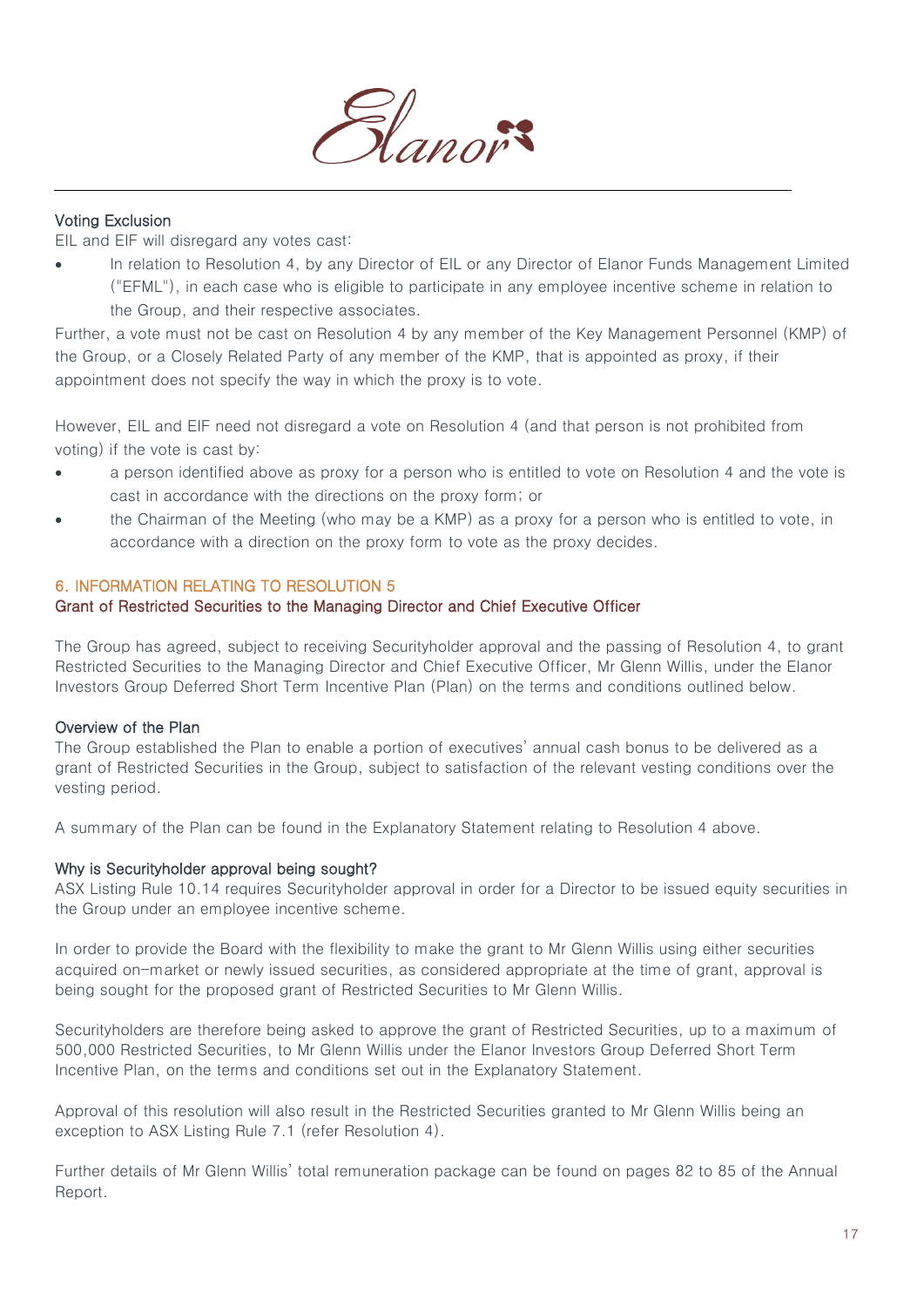### Voting Exclusion

EIL and EIF will disregard any votes cast:

- In relation to Resolution 4, by any Director of EIL or any Director of Elanor Funds Management Limited ("EFML"), in each case who is eligible to participate in any employee incentive scheme in relation to the Group, and their respective associates.

Further, a vote must not be cast on Resolution 4 by any member of the Key Management Personnel (KMP) of the Group, or a Closely Related Party of any member of the KMP, that is appointed as proxy, if their appointment does not specify the way in which the proxy is to vote.

However, EIL and EIF need not disregard a vote on Resolution 4 (and that person is not prohibited from voting) if the vote is cast by:

- a person identified above as proxy for a person who is entitled to vote on Resolution 4 and the vote is cast in accordance with the directions on the proxy form; or
- the Chairman of the Meeting (who may be a KMP) as a proxy for a person who is entitled to vote, in accordance with a direction on the proxy form to vote as the proxy decides.

## 6. INFORMATION RELATING TO RESOLUTION 5

### Grant of Restricted Securities to the Managing Director and Chief Executive Officer

The Group has agreed, subject to receiving Securityholder approval and the passing of Resolution 4, to grant Restricted Securities to the Managing Director and Chief Executive Officer, Mr Glenn Willis, under the Elanor Investors Group Deferred Short Term Incentive Plan (Plan) on the terms and conditions outlined below.

### Overview of the Plan

The Group established the Plan to enable a portion of executives' annual cash bonus to be delivered as a grant of Restricted Securities in the Group, subject to satisfaction of the relevant vesting conditions over the vesting period.

A summary of the Plan can be found in the Explanatory Statement relating to Resolution 4 above.

### Why is Securityholder approval being sought?

ASX Listing Rule 10.14 requires Securityholder approval in order for a Director to be issued equity securities in the Group under an employee incentive scheme.

In order to provide the Board with the flexibility to make the grant to Mr Glenn Willis using either securities acquired on-market or newly issued securities, as considered appropriate at the time of grant, approval is being sought for the proposed grant of Restricted Securities to Mr Glenn Willis.

Securityholders are therefore being asked to approve the grant of Restricted Securities, up to a maximum of 500,000 Restricted Securities, to Mr Glenn Willis under the Elanor Investors Group Deferred Short Term Incentive Plan, on the terms and conditions set out in the Explanatory Statement.

Approval of this resolution will also result in the Restricted Securities granted to Mr Glenn Willis being an exception to ASX Listing Rule 7.1 (refer Resolution 4).

Further details of Mr Glenn Willis' total remuneration package can be found on pages 82 to 85 of the Annual Report.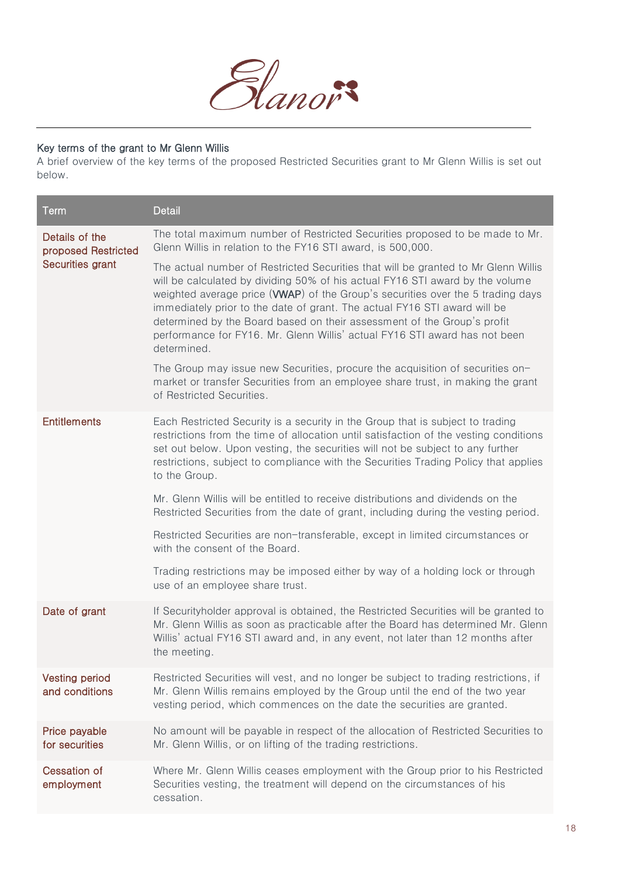### Key terms of the grant to Mr Glenn Willis

A brief overview of the key terms of the proposed Restricted Securities grant to Mr Glenn Willis is set out below.

| Term | Detail |
|---|---|
| Details of the proposed Restricted Securities grant | The total maximum number of Restricted Securities proposed to be made to Mr. Glenn Willis in relation to the FY16 STI award, is 500,000.<br><br>The actual number of Restricted Securities that will be granted to Mr Glenn Willis will be calculated by dividing 50% of his actual FY16 STI award by the volume weighted average price (**VWAP**) of the Group's securities over the 5 trading days immediately prior to the date of grant. The actual FY16 STI award will be determined by the Board based on their assessment of the Group's profit performance for FY16. Mr. Glenn Willis' actual FY16 STI award has not been determined.<br><br>The Group may issue new Securities, procure the acquisition of securities on-market or transfer Securities from an employee share trust, in making the grant of Restricted Securities. |
| Entitlements | Each Restricted Security is a security in the Group that is subject to trading restrictions from the time of allocation until satisfaction of the vesting conditions set out below. Upon vesting, the securities will not be subject to any further restrictions, subject to compliance with the Securities Trading Policy that applies to the Group.<br><br>Mr. Glenn Willis will be entitled to receive distributions and dividends on the Restricted Securities from the date of grant, including during the vesting period.<br><br>Restricted Securities are non-transferable, except in limited circumstances or with the consent of the Board.<br><br>Trading restrictions may be imposed either by way of a holding lock or through use of an employee share trust. |
| Date of grant | If Securityholder approval is obtained, the Restricted Securities will be granted to Mr. Glenn Willis as soon as practicable after the Board has determined Mr. Glenn Willis' actual FY16 STI award and, in any event, not later than 12 months after the meeting. |
| Vesting period and conditions | Restricted Securities will vest, and no longer be subject to trading restrictions, if Mr. Glenn Willis remains employed by the Group until the end of the two year vesting period, which commences on the date the securities are granted. |
| Price payable for securities | No amount will be payable in respect of the allocation of Restricted Securities to Mr. Glenn Willis, or on lifting of the trading restrictions. |
| Cessation of employment | Where Mr. Glenn Willis ceases employment with the Group prior to his Restricted Securities vesting, the treatment will depend on the circumstances of his cessation. |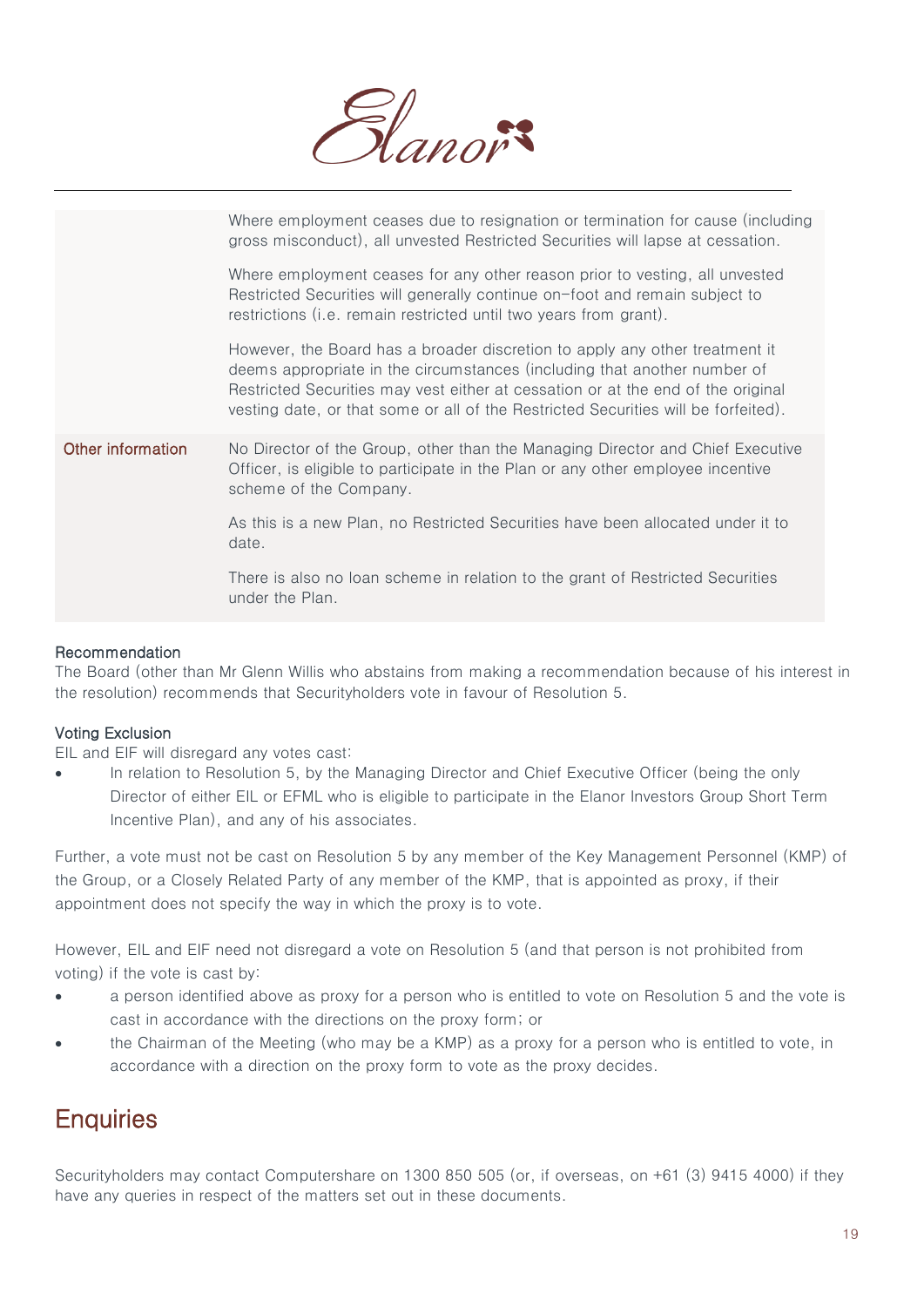| | |
|---|---|
| | Where employment ceases due to resignation or termination for cause (including gross misconduct), all unvested Restricted Securities will lapse at cessation.<br><br>Where employment ceases for any other reason prior to vesting, all unvested Restricted Securities will generally continue on-foot and remain subject to restrictions (i.e. remain restricted until two years from grant).<br><br>However, the Board has a broader discretion to apply any other treatment it deems appropriate in the circumstances (including that another number of Restricted Securities may vest either at cessation or at the end of the original vesting date, or that some or all of the Restricted Securities will be forfeited). |
| Other information | No Director of the Group, other than the Managing Director and Chief Executive Officer, is eligible to participate in the Plan or any other employee incentive scheme of the Company.<br><br>As this is a new Plan, no Restricted Securities have been allocated under it to date.<br><br>There is also no loan scheme in relation to the grant of Restricted Securities under the Plan. |

**Recommendation**

The Board (other than Mr Glenn Willis who abstains from making a recommendation because of his interest in the resolution) recommends that Securityholders vote in favour of Resolution 5.

**Voting Exclusion**

EIL and EIF will disregard any votes cast:

- In relation to Resolution 5, by the Managing Director and Chief Executive Officer (being the only Director of either EIL or EFML who is eligible to participate in the Elanor Investors Group Short Term Incentive Plan), and any of his associates.

Further, a vote must not be cast on Resolution 5 by any member of the Key Management Personnel (KMP) of the Group, or a Closely Related Party of any member of the KMP, that is appointed as proxy, if their appointment does not specify the way in which the proxy is to vote.

However, EIL and EIF need not disregard a vote on Resolution 5 (and that person is not prohibited from voting) if the vote is cast by:

- a person identified above as proxy for a person who is entitled to vote on Resolution 5 and the vote is cast in accordance with the directions on the proxy form; or
- the Chairman of the Meeting (who may be a KMP) as a proxy for a person who is entitled to vote, in accordance with a direction on the proxy form to vote as the proxy decides.

## Enquiries

Securityholders may contact Computershare on 1300 850 505 (or, if overseas, on +61 (3) 9415 4000) if they have any queries in respect of the matters set out in these documents.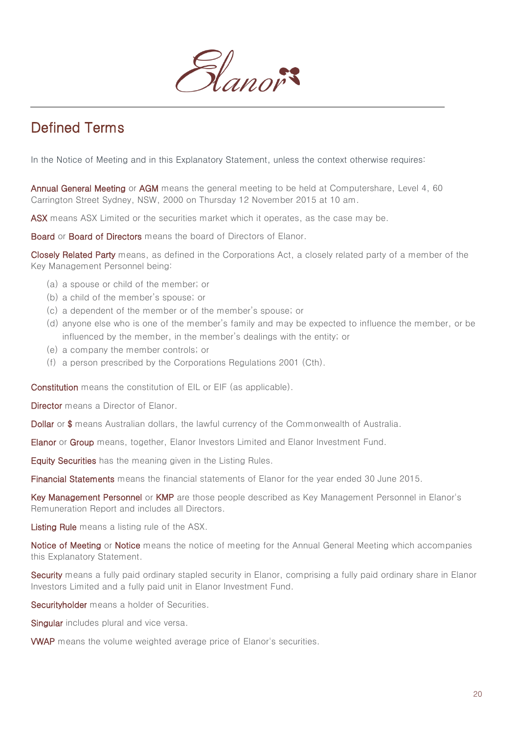# Defined Terms

In the Notice of Meeting and in this Explanatory Statement, unless the context otherwise requires:

**Annual General Meeting** or **AGM** means the general meeting to be held at Computershare, Level 4, 60 Carrington Street Sydney, NSW, 2000 on Thursday 12 November 2015 at 10 am.

**ASX** means ASX Limited or the securities market which it operates, as the case may be.

**Board** or **Board of Directors** means the board of Directors of Elanor.

**Closely Related Party** means, as defined in the Corporations Act, a closely related party of a member of the Key Management Personnel being:

(a) a spouse or child of the member; or
(b) a child of the member's spouse; or
(c) a dependent of the member or of the member's spouse; or
(d) anyone else who is one of the member's family and may be expected to influence the member, or be influenced by the member, in the member's dealings with the entity; or
(e) a company the member controls; or
(f) a person prescribed by the Corporations Regulations 2001 (Cth).

**Constitution** means the constitution of EIL or EIF (as applicable).

**Director** means a Director of Elanor.

**Dollar** or **$** means Australian dollars, the lawful currency of the Commonwealth of Australia.

**Elanor** or **Group** means, together, Elanor Investors Limited and Elanor Investment Fund.

**Equity Securities** has the meaning given in the Listing Rules.

**Financial Statements** means the financial statements of Elanor for the year ended 30 June 2015.

**Key Management Personnel** or **KMP** are those people described as Key Management Personnel in Elanor's Remuneration Report and includes all Directors.

**Listing Rule** means a listing rule of the ASX.

**Notice of Meeting** or **Notice** means the notice of meeting for the Annual General Meeting which accompanies this Explanatory Statement.

**Security** means a fully paid ordinary stapled security in Elanor, comprising a fully paid ordinary share in Elanor Investors Limited and a fully paid unit in Elanor Investment Fund.

**Securityholder** means a holder of Securities.

**Singular** includes plural and vice versa.

**VWAP** means the volume weighted average price of Elanor's securities.